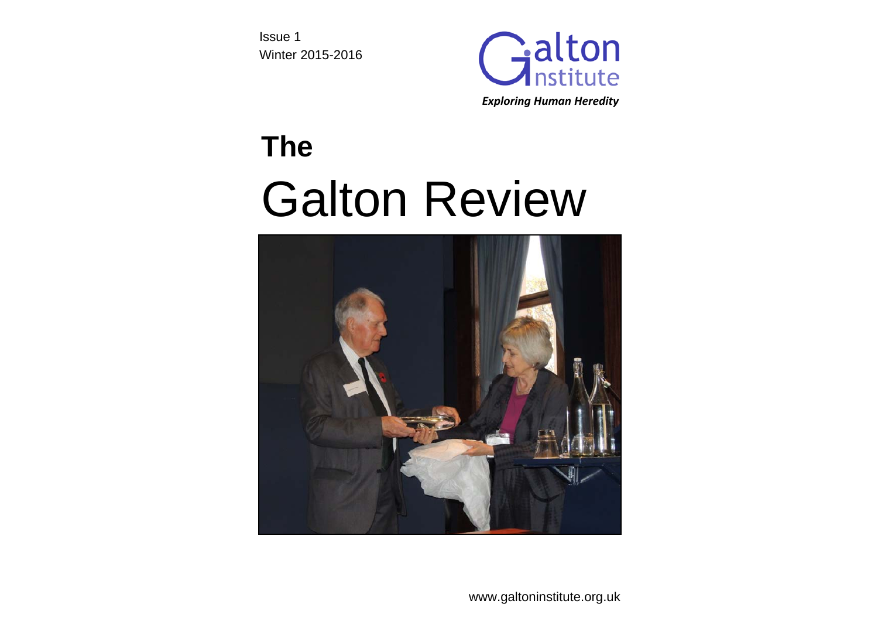Issue 1
Winter 2015-2016

Galton Institute

*Exploring Human Heredity*

# The Galton Review

www.galtoninstitute.org.uk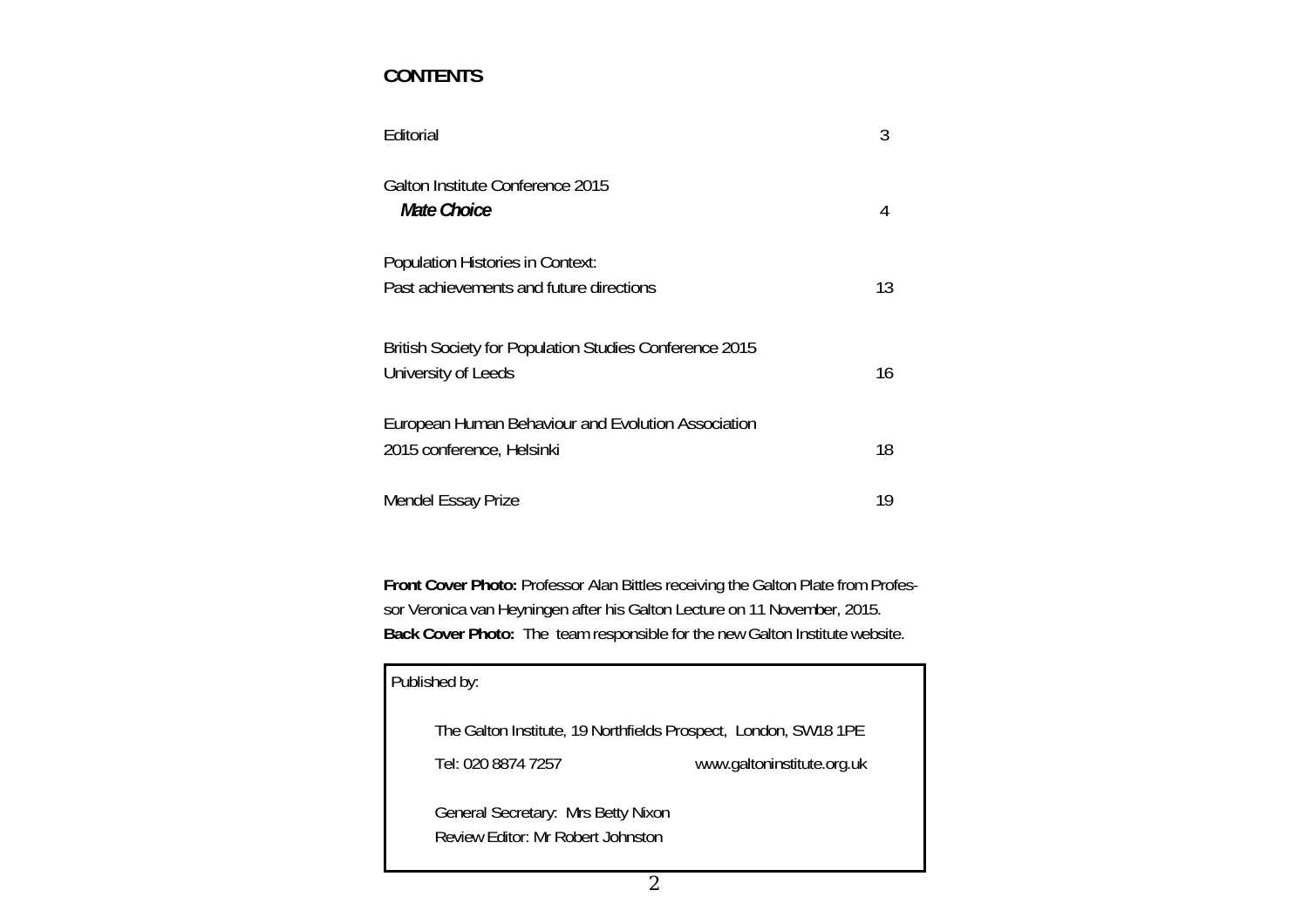## CONTENTS

| | |
|---|---|
| Editorial | 3 |
| Galton Institute Conference 2015 *Mate Choice* | 4 |
| Population Histories in Context: Past achievements and future directions | 13 |
| British Society for Population Studies Conference 2015 University of Leeds | 16 |
| European Human Behaviour and Evolution Association 2015 conference, Helsinki | 18 |
| Mendel Essay Prize | 19 |

**Front Cover Photo:** Professor Alan Bittles receiving the Galton Plate from Professor Veronica van Heyningen after his Galton Lecture on 11 November, 2015.
**Back Cover Photo:** The team responsible for the new Galton Institute website.

Published by:

The Galton Institute, 19 Northfields Prospect, London, SW18 1PE

Tel: 020 8874 7257 www.galtoninstitute.org.uk

General Secretary: Mrs Betty Nixon
Review Editor: Mr Robert Johnston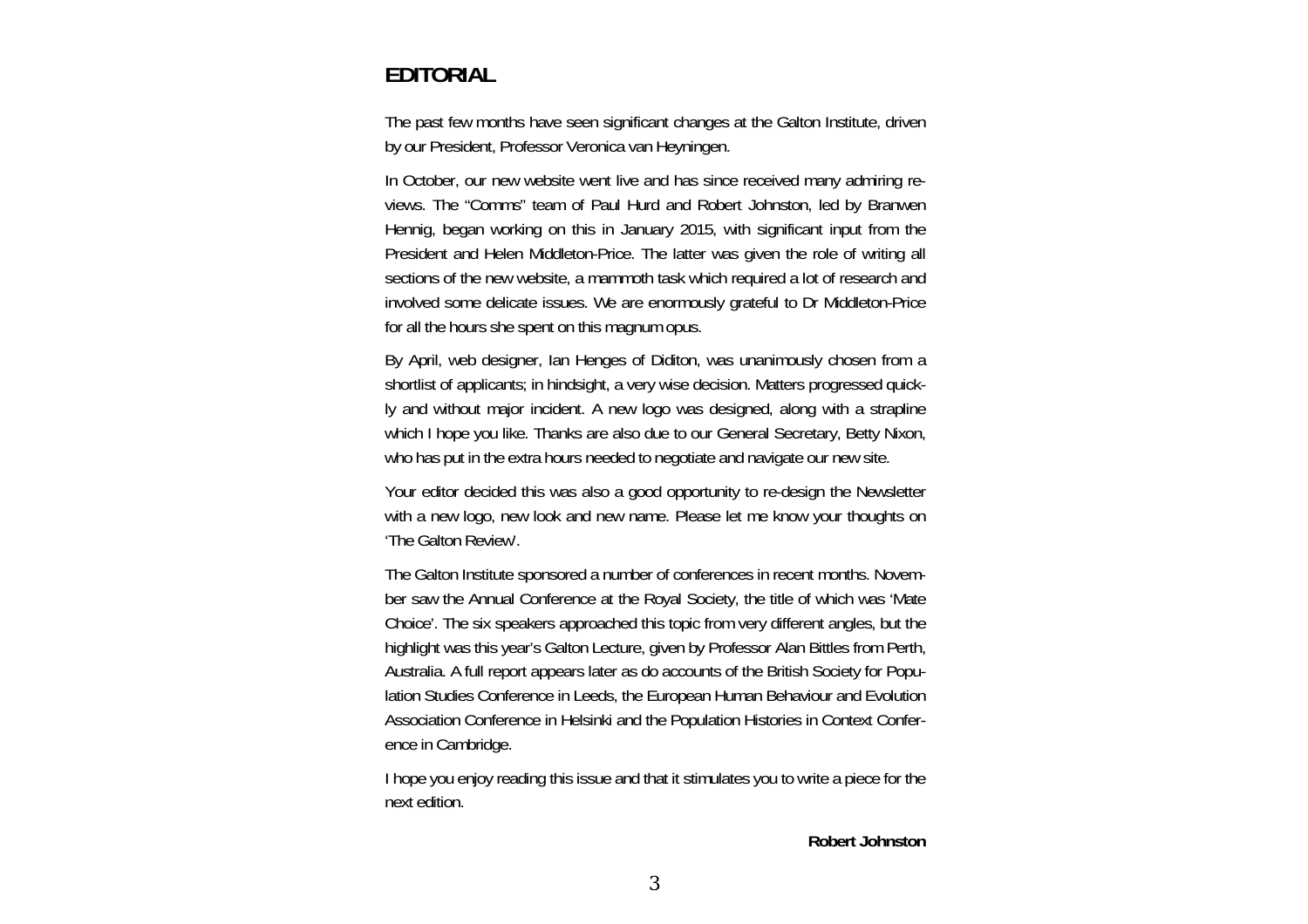# EDITORIAL

The past few months have seen significant changes at the Galton Institute, driven by our President, Professor Veronica van Heyningen.

In October, our new website went live and has since received many admiring reviews. The "Comms" team of Paul Hurd and Robert Johnston, led by Branwen Hennig, began working on this in January 2015, with significant input from the President and Helen Middleton-Price. The latter was given the role of writing all sections of the new website, a mammoth task which required a lot of research and involved some delicate issues. We are enormously grateful to Dr Middleton-Price for all the hours she spent on this magnum opus.

By April, web designer, Ian Henges of Diditon, was unanimously chosen from a shortlist of applicants; in hindsight, a very wise decision. Matters progressed quickly and without major incident. A new logo was designed, along with a strapline which I hope you like. Thanks are also due to our General Secretary, Betty Nixon, who has put in the extra hours needed to negotiate and navigate our new site.

Your editor decided this was also a good opportunity to re-design the Newsletter with a new logo, new look and new name. Please let me know your thoughts on 'The Galton Review'.

The Galton Institute sponsored a number of conferences in recent months. November saw the Annual Conference at the Royal Society, the title of which was 'Mate Choice'. The six speakers approached this topic from very different angles, but the highlight was this year's Galton Lecture, given by Professor Alan Bittles from Perth, Australia. A full report appears later as do accounts of the British Society for Population Studies Conference in Leeds, the European Human Behaviour and Evolution Association Conference in Helsinki and the Population Histories in Context Conference in Cambridge.

I hope you enjoy reading this issue and that it stimulates you to write a piece for the next edition.

**Robert Johnston**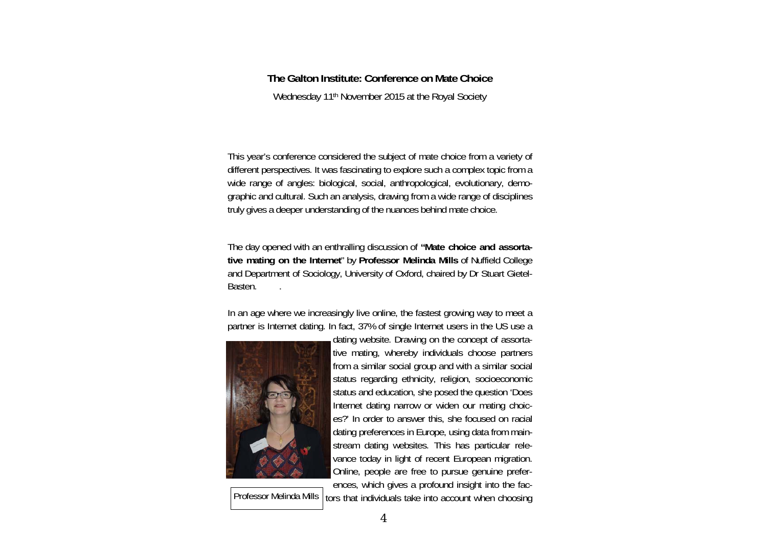**The Galton Institute: Conference on Mate Choice**

Wednesday 11th November 2015 at the Royal Society

This year's conference considered the subject of mate choice from a variety of different perspectives. It was fascinating to explore such a complex topic from a wide range of angles: biological, social, anthropological, evolutionary, demographic and cultural. Such an analysis, drawing from a wide range of disciplines truly gives a deeper understanding of the nuances behind mate choice.

The day opened with an enthralling discussion of **"Mate choice and assortative mating on the Internet**" by **Professor Melinda Mills** of Nuffield College and Department of Sociology, University of Oxford, chaired by Dr Stuart Gietel-Basten.

In an age where we increasingly live online, the fastest growing way to meet a partner is Internet dating. In fact, 37% of single Internet users in the US use a dating website. Drawing on the concept of assortative mating, whereby individuals choose partners from a similar social group and with a similar social status regarding ethnicity, religion, socioeconomic status and education, she posed the question 'Does Internet dating narrow or widen our mating choices?' In order to answer this, she focused on racial dating preferences in Europe, using data from mainstream dating websites. This has particular relevance today in light of recent European migration. Online, people are free to pursue genuine preferences, which gives a profound insight into the factors that individuals take into account when choosing

Professor Melinda Mills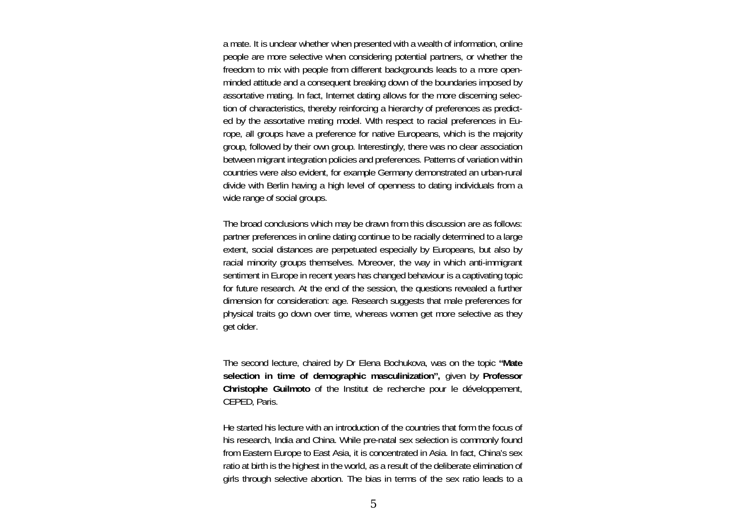a mate. It is unclear whether when presented with a wealth of information, online people are more selective when considering potential partners, or whether the freedom to mix with people from different backgrounds leads to a more open-minded attitude and a consequent breaking down of the boundaries imposed by assortative mating. In fact, Internet dating allows for the more discerning selection of characteristics, thereby reinforcing a hierarchy of preferences as predicted by the assortative mating model. With respect to racial preferences in Europe, all groups have a preference for native Europeans, which is the majority group, followed by their own group. Interestingly, there was no clear association between migrant integration policies and preferences. Patterns of variation within countries were also evident, for example Germany demonstrated an urban-rural divide with Berlin having a high level of openness to dating individuals from a wide range of social groups.

The broad conclusions which may be drawn from this discussion are as follows: partner preferences in online dating continue to be racially determined to a large extent, social distances are perpetuated especially by Europeans, but also by racial minority groups themselves. Moreover, the way in which anti-immigrant sentiment in Europe in recent years has changed behaviour is a captivating topic for future research. At the end of the session, the questions revealed a further dimension for consideration: age. Research suggests that male preferences for physical traits go down over time, whereas women get more selective as they get older.

The second lecture, chaired by Dr Elena Bochukova, was on the topic **"Mate selection in time of demographic masculinization",** given by **Professor Christophe Guilmoto** of the Institut de recherche pour le développement, CEPED, Paris.

He started his lecture with an introduction of the countries that form the focus of his research, India and China. While pre-natal sex selection is commonly found from Eastern Europe to East Asia, it is concentrated in Asia. In fact, China's sex ratio at birth is the highest in the world, as a result of the deliberate elimination of girls through selective abortion. The bias in terms of the sex ratio leads to a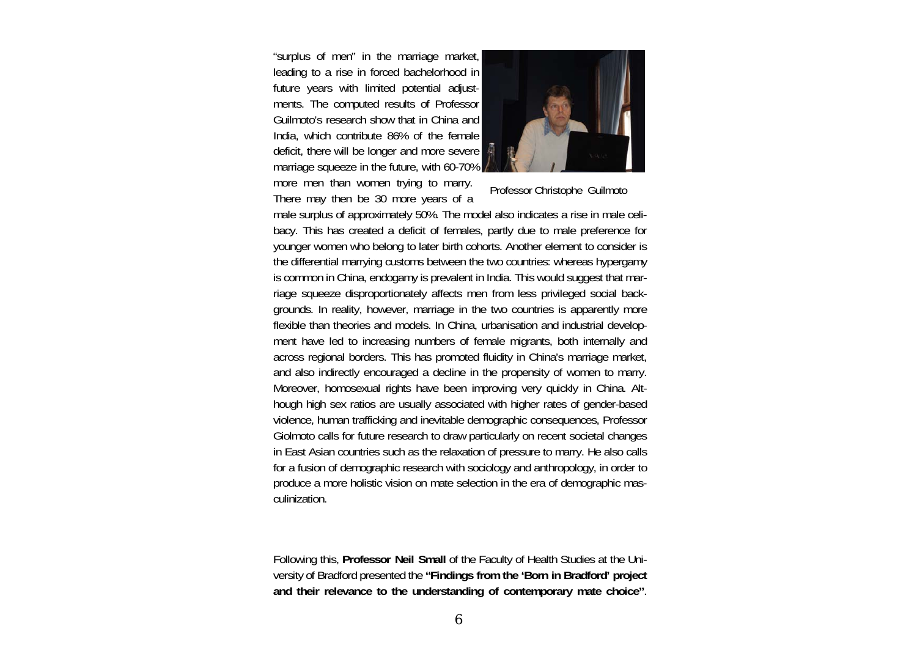"surplus of men" in the marriage market, leading to a rise in forced bachelorhood in future years with limited potential adjustments. The computed results of Professor Guilmoto's research show that in China and India, which contribute 86% of the female deficit, there will be longer and more severe marriage squeeze in the future, with 60-70% more men than women trying to marry. There may then be 30 more years of a male surplus of approximately 50%. The model also indicates a rise in male celibacy. This has created a deficit of females, partly due to male preference for younger women who belong to later birth cohorts. Another element to consider is the differential marrying customs between the two countries: whereas hypergamy is common in China, endogamy is prevalent in India. This would suggest that marriage squeeze disproportionately affects men from less privileged social backgrounds. In reality, however, marriage in the two countries is apparently more flexible than theories and models. In China, urbanisation and industrial development have led to increasing numbers of female migrants, both internally and across regional borders. This has promoted fluidity in China's marriage market, and also indirectly encouraged a decline in the propensity of women to marry. Moreover, homosexual rights have been improving very quickly in China. Although high sex ratios are usually associated with higher rates of gender-based violence, human trafficking and inevitable demographic consequences, Professor Giolmoto calls for future research to draw particularly on recent societal changes in East Asian countries such as the relaxation of pressure to marry. He also calls for a fusion of demographic research with sociology and anthropology, in order to produce a more holistic vision on mate selection in the era of demographic masculinization.

Professor Christophe Guilmoto

Following this, **Professor Neil Small** of the Faculty of Health Studies at the University of Bradford presented the **"Findings from the 'Born in Bradford' project and their relevance to the understanding of contemporary mate choice"**.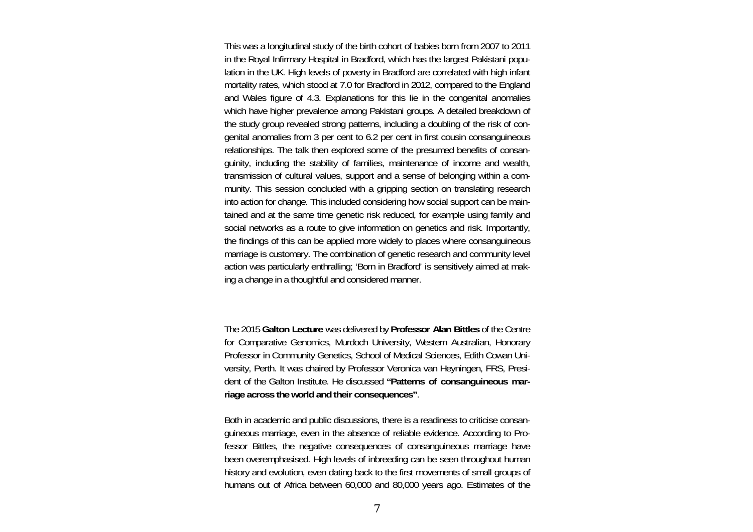This was a longitudinal study of the birth cohort of babies born from 2007 to 2011 in the Royal Infirmary Hospital in Bradford, which has the largest Pakistani population in the UK. High levels of poverty in Bradford are correlated with high infant mortality rates, which stood at 7.0 for Bradford in 2012, compared to the England and Wales figure of 4.3. Explanations for this lie in the congenital anomalies which have higher prevalence among Pakistani groups. A detailed breakdown of the study group revealed strong patterns, including a doubling of the risk of congenital anomalies from 3 per cent to 6.2 per cent in first cousin consanguineous relationships. The talk then explored some of the presumed benefits of consanguinity, including the stability of families, maintenance of income and wealth, transmission of cultural values, support and a sense of belonging within a community. This session concluded with a gripping section on translating research into action for change. This included considering how social support can be maintained and at the same time genetic risk reduced, for example using family and social networks as a route to give information on genetics and risk. Importantly, the findings of this can be applied more widely to places where consanguineous marriage is customary. The combination of genetic research and community level action was particularly enthralling; 'Born in Bradford' is sensitively aimed at making a change in a thoughtful and considered manner.

The 2015 **Galton Lecture** was delivered by **Professor Alan Bittles** of the Centre for Comparative Genomics, Murdoch University, Western Australian, Honorary Professor in Community Genetics, School of Medical Sciences, Edith Cowan University, Perth. It was chaired by Professor Veronica van Heyningen, FRS, President of the Galton Institute. He discussed **"Patterns of consanguineous marriage across the world and their consequences"**.

Both in academic and public discussions, there is a readiness to criticise consanguineous marriage, even in the absence of reliable evidence. According to Professor Bittles, the negative consequences of consanguineous marriage have been overemphasised. High levels of inbreeding can be seen throughout human history and evolution, even dating back to the first movements of small groups of humans out of Africa between 60,000 and 80,000 years ago. Estimates of the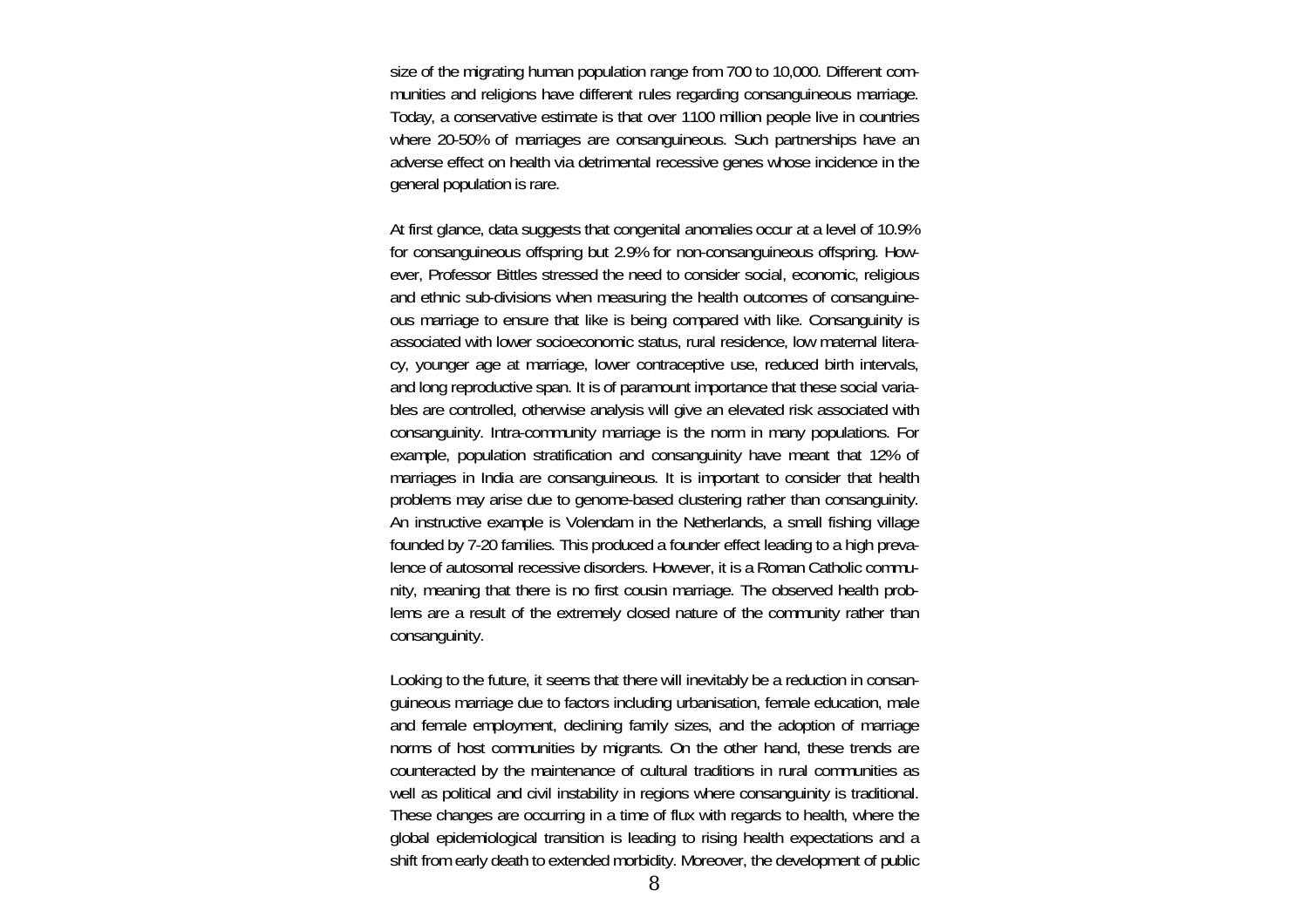size of the migrating human population range from 700 to 10,000. Different communities and religions have different rules regarding consanguineous marriage. Today, a conservative estimate is that over 1100 million people live in countries where 20-50% of marriages are consanguineous. Such partnerships have an adverse effect on health via detrimental recessive genes whose incidence in the general population is rare.

At first glance, data suggests that congenital anomalies occur at a level of 10.9% for consanguineous offspring but 2.9% for non-consanguineous offspring. However, Professor Bittles stressed the need to consider social, economic, religious and ethnic sub-divisions when measuring the health outcomes of consanguineous marriage to ensure that like is being compared with like. Consanguinity is associated with lower socioeconomic status, rural residence, low maternal literacy, younger age at marriage, lower contraceptive use, reduced birth intervals, and long reproductive span. It is of paramount importance that these social variables are controlled, otherwise analysis will give an elevated risk associated with consanguinity. Intra-community marriage is the norm in many populations. For example, population stratification and consanguinity have meant that 12% of marriages in India are consanguineous. It is important to consider that health problems may arise due to genome-based clustering rather than consanguinity. An instructive example is Volendam in the Netherlands, a small fishing village founded by 7-20 families. This produced a founder effect leading to a high prevalence of autosomal recessive disorders. However, it is a Roman Catholic community, meaning that there is no first cousin marriage. The observed health problems are a result of the extremely closed nature of the community rather than consanguinity.

Looking to the future, it seems that there will inevitably be a reduction in consanguineous marriage due to factors including urbanisation, female education, male and female employment, declining family sizes, and the adoption of marriage norms of host communities by migrants. On the other hand, these trends are counteracted by the maintenance of cultural traditions in rural communities as well as political and civil instability in regions where consanguinity is traditional. These changes are occurring in a time of flux with regards to health, where the global epidemiological transition is leading to rising health expectations and a shift from early death to extended morbidity. Moreover, the development of public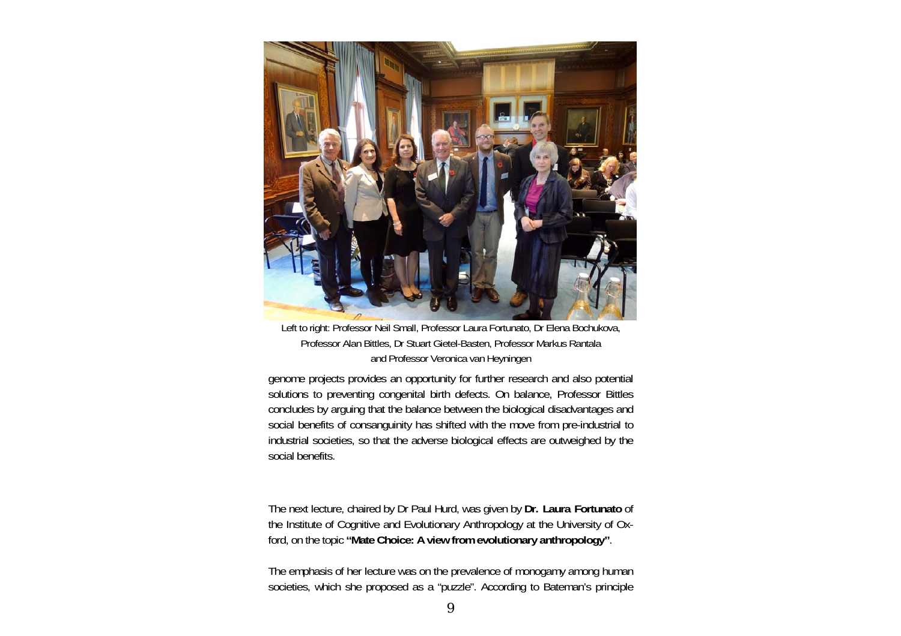Left to right: Professor Neil Small, Professor Laura Fortunato, Dr Elena Bochukova, Professor Alan Bittles, Dr Stuart Gietel-Basten, Professor Markus Rantala and Professor Veronica van Heyningen

genome projects provides an opportunity for further research and also potential solutions to preventing congenital birth defects. On balance, Professor Bittles concludes by arguing that the balance between the biological disadvantages and social benefits of consanguinity has shifted with the move from pre-industrial to industrial societies, so that the adverse biological effects are outweighed by the social benefits.

The next lecture, chaired by Dr Paul Hurd, was given by **Dr. Laura Fortunato** of the Institute of Cognitive and Evolutionary Anthropology at the University of Oxford, on the topic **"Mate Choice: A view from evolutionary anthropology"**.

The emphasis of her lecture was on the prevalence of monogamy among human societies, which she proposed as a "puzzle". According to Bateman's principle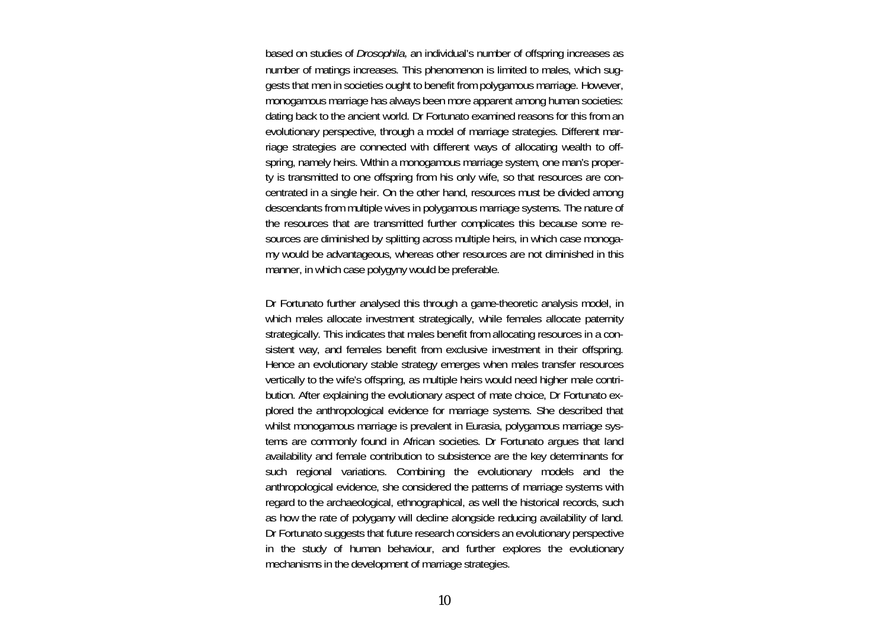based on studies of *Drosophila,* an individual's number of offspring increases as number of matings increases. This phenomenon is limited to males, which suggests that men in societies ought to benefit from polygamous marriage. However, monogamous marriage has always been more apparent among human societies: dating back to the ancient world. Dr Fortunato examined reasons for this from an evolutionary perspective, through a model of marriage strategies. Different marriage strategies are connected with different ways of allocating wealth to offspring, namely heirs. Within a monogamous marriage system, one man's property is transmitted to one offspring from his only wife, so that resources are concentrated in a single heir. On the other hand, resources must be divided among descendants from multiple wives in polygamous marriage systems. The nature of the resources that are transmitted further complicates this because some resources are diminished by splitting across multiple heirs, in which case monogamy would be advantageous, whereas other resources are not diminished in this manner, in which case polygyny would be preferable.

Dr Fortunato further analysed this through a game-theoretic analysis model, in which males allocate investment strategically, while females allocate paternity strategically. This indicates that males benefit from allocating resources in a consistent way, and females benefit from exclusive investment in their offspring. Hence an evolutionary stable strategy emerges when males transfer resources vertically to the wife's offspring, as multiple heirs would need higher male contribution. After explaining the evolutionary aspect of mate choice, Dr Fortunato explored the anthropological evidence for marriage systems. She described that whilst monogamous marriage is prevalent in Eurasia, polygamous marriage systems are commonly found in African societies. Dr Fortunato argues that land availability and female contribution to subsistence are the key determinants for such regional variations. Combining the evolutionary models and the anthropological evidence, she considered the patterns of marriage systems with regard to the archaeological, ethnographical, as well the historical records, such as how the rate of polygamy will decline alongside reducing availability of land. Dr Fortunato suggests that future research considers an evolutionary perspective in the study of human behaviour, and further explores the evolutionary mechanisms in the development of marriage strategies.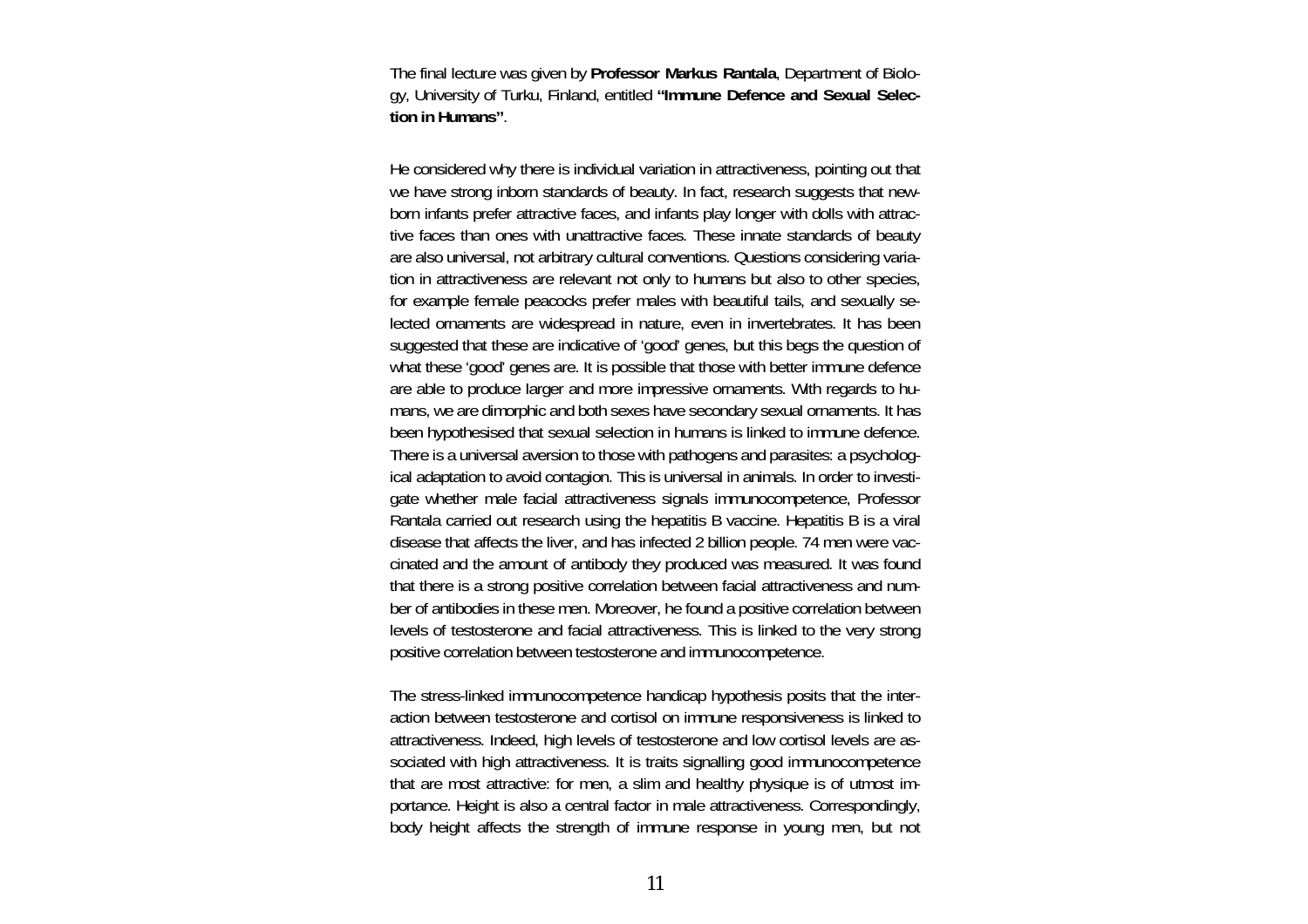The final lecture was given by **Professor Markus Rantala**, Department of Biology, University of Turku, Finland, entitled **"Immune Defence and Sexual Selection in Humans"**.

He considered why there is individual variation in attractiveness, pointing out that we have strong inborn standards of beauty. In fact, research suggests that newborn infants prefer attractive faces, and infants play longer with dolls with attractive faces than ones with unattractive faces. These innate standards of beauty are also universal, not arbitrary cultural conventions. Questions considering variation in attractiveness are relevant not only to humans but also to other species, for example female peacocks prefer males with beautiful tails, and sexually selected ornaments are widespread in nature, even in invertebrates. It has been suggested that these are indicative of 'good' genes, but this begs the question of what these 'good' genes are. It is possible that those with better immune defence are able to produce larger and more impressive ornaments. With regards to humans, we are dimorphic and both sexes have secondary sexual ornaments. It has been hypothesised that sexual selection in humans is linked to immune defence. There is a universal aversion to those with pathogens and parasites: a psychological adaptation to avoid contagion. This is universal in animals. In order to investigate whether male facial attractiveness signals immunocompetence, Professor Rantala carried out research using the hepatitis B vaccine. Hepatitis B is a viral disease that affects the liver, and has infected 2 billion people. 74 men were vaccinated and the amount of antibody they produced was measured. It was found that there is a strong positive correlation between facial attractiveness and number of antibodies in these men. Moreover, he found a positive correlation between levels of testosterone and facial attractiveness. This is linked to the very strong positive correlation between testosterone and immunocompetence.

The stress-linked immunocompetence handicap hypothesis posits that the interaction between testosterone and cortisol on immune responsiveness is linked to attractiveness. Indeed, high levels of testosterone and low cortisol levels are associated with high attractiveness. It is traits signalling good immunocompetence that are most attractive: for men, a slim and healthy physique is of utmost importance. Height is also a central factor in male attractiveness. Correspondingly, body height affects the strength of immune response in young men, but not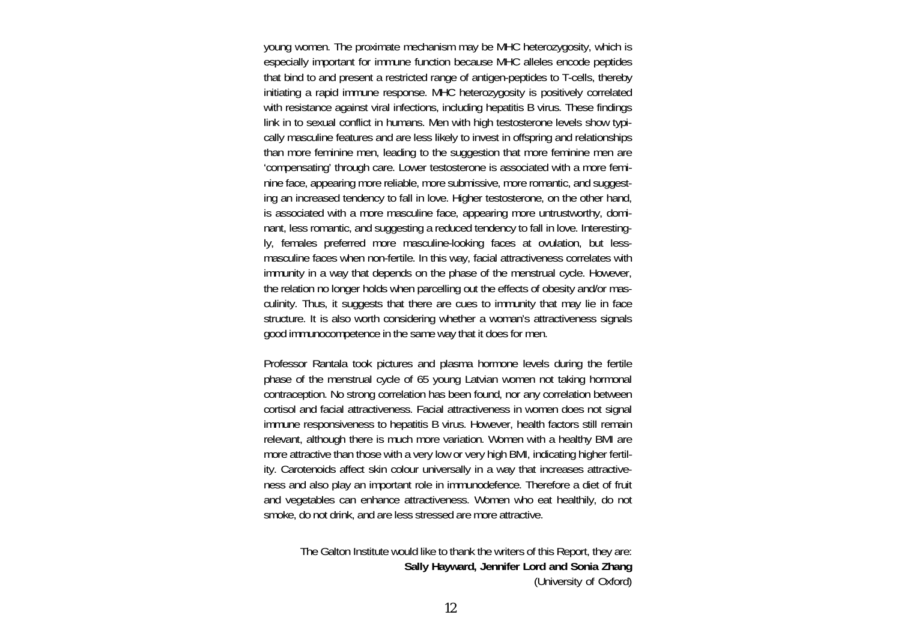young women. The proximate mechanism may be MHC heterozygosity, which is especially important for immune function because MHC alleles encode peptides that bind to and present a restricted range of antigen-peptides to T-cells, thereby initiating a rapid immune response. MHC heterozygosity is positively correlated with resistance against viral infections, including hepatitis B virus. These findings link in to sexual conflict in humans. Men with high testosterone levels show typically masculine features and are less likely to invest in offspring and relationships than more feminine men, leading to the suggestion that more feminine men are 'compensating' through care. Lower testosterone is associated with a more feminine face, appearing more reliable, more submissive, more romantic, and suggesting an increased tendency to fall in love. Higher testosterone, on the other hand, is associated with a more masculine face, appearing more untrustworthy, dominant, less romantic, and suggesting a reduced tendency to fall in love. Interestingly, females preferred more masculine-looking faces at ovulation, but less-masculine faces when non-fertile. In this way, facial attractiveness correlates with immunity in a way that depends on the phase of the menstrual cycle. However, the relation no longer holds when parcelling out the effects of obesity and/or masculinity. Thus, it suggests that there are cues to immunity that may lie in face structure. It is also worth considering whether a woman's attractiveness signals good immunocompetence in the same way that it does for men.

Professor Rantala took pictures and plasma hormone levels during the fertile phase of the menstrual cycle of 65 young Latvian women not taking hormonal contraception. No strong correlation has been found, nor any correlation between cortisol and facial attractiveness. Facial attractiveness in women does not signal immune responsiveness to hepatitis B virus. However, health factors still remain relevant, although there is much more variation. Women with a healthy BMI are more attractive than those with a very low or very high BMI, indicating higher fertility. Carotenoids affect skin colour universally in a way that increases attractiveness and also play an important role in immunodefence. Therefore a diet of fruit and vegetables can enhance attractiveness. Women who eat healthily, do not smoke, do not drink, and are less stressed are more attractive.

The Galton Institute would like to thank the writers of this Report, they are:
**Sally Hayward, Jennifer Lord and Sonia Zhang**
(University of Oxford)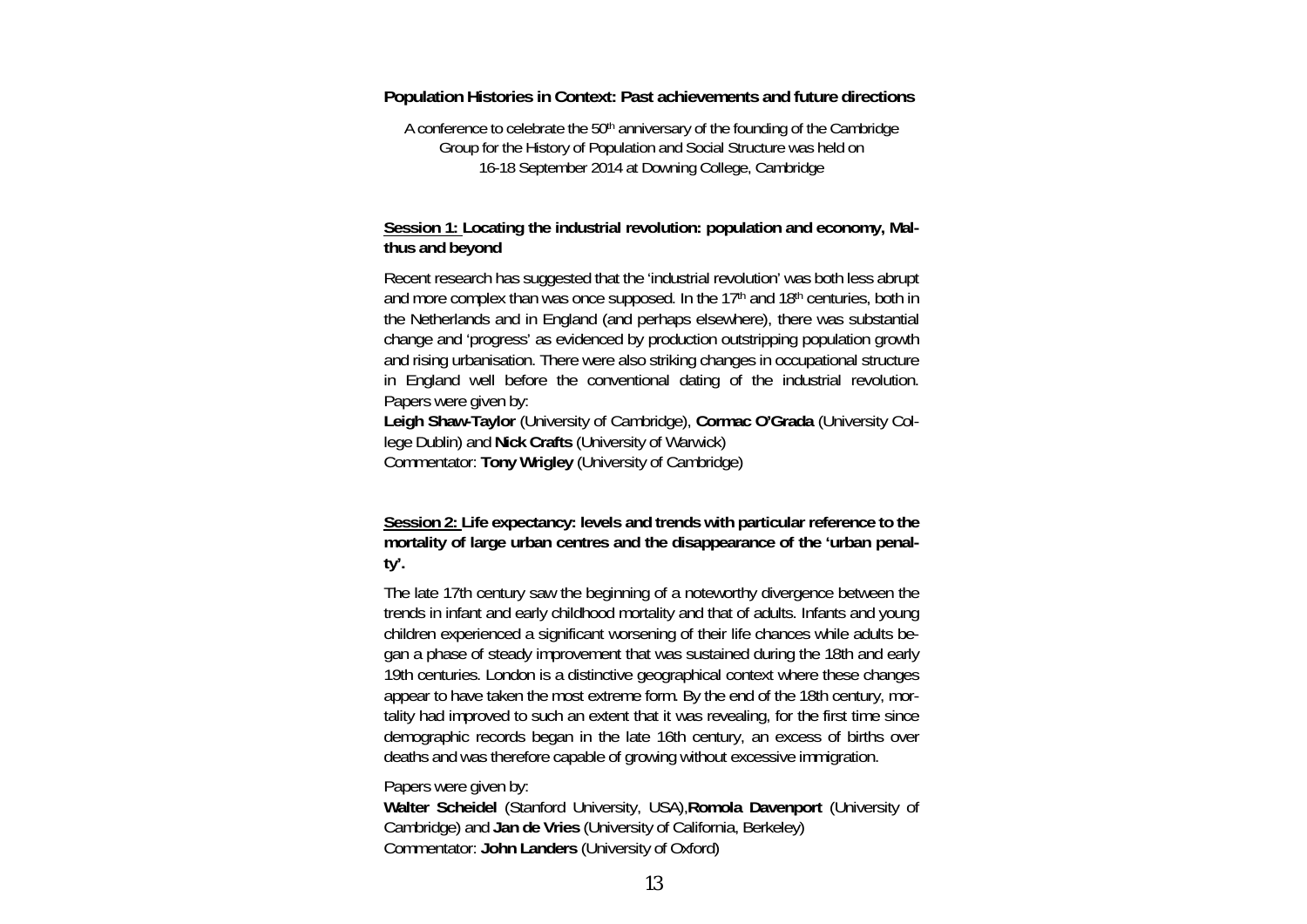**Population Histories in Context: Past achievements and future directions**

A conference to celebrate the 50th anniversary of the founding of the Cambridge Group for the History of Population and Social Structure was held on 16-18 September 2014 at Downing College, Cambridge

**Session 1: Locating the industrial revolution: population and economy, Malthus and beyond**

Recent research has suggested that the 'industrial revolution' was both less abrupt and more complex than was once supposed. In the 17th and 18th centuries, both in the Netherlands and in England (and perhaps elsewhere), there was substantial change and 'progress' as evidenced by production outstripping population growth and rising urbanisation. There were also striking changes in occupational structure in England well before the conventional dating of the industrial revolution. Papers were given by:
**Leigh Shaw-Taylor** (University of Cambridge), **Cormac O'Grada** (University College Dublin) and **Nick Crafts** (University of Warwick)
Commentator: **Tony Wrigley** (University of Cambridge)

**Session 2: Life expectancy: levels and trends with particular reference to the mortality of large urban centres and the disappearance of the 'urban penalty'.**

The late 17th century saw the beginning of a noteworthy divergence between the trends in infant and early childhood mortality and that of adults. Infants and young children experienced a significant worsening of their life chances while adults began a phase of steady improvement that was sustained during the 18th and early 19th centuries. London is a distinctive geographical context where these changes appear to have taken the most extreme form. By the end of the 18th century, mortality had improved to such an extent that it was revealing, for the first time since demographic records began in the late 16th century, an excess of births over deaths and was therefore capable of growing without excessive immigration.

Papers were given by:
**Walter Scheidel** (Stanford University, USA), **Romola Davenport** (University of Cambridge) and **Jan de Vries** (University of California, Berkeley)
Commentator: **John Landers** (University of Oxford)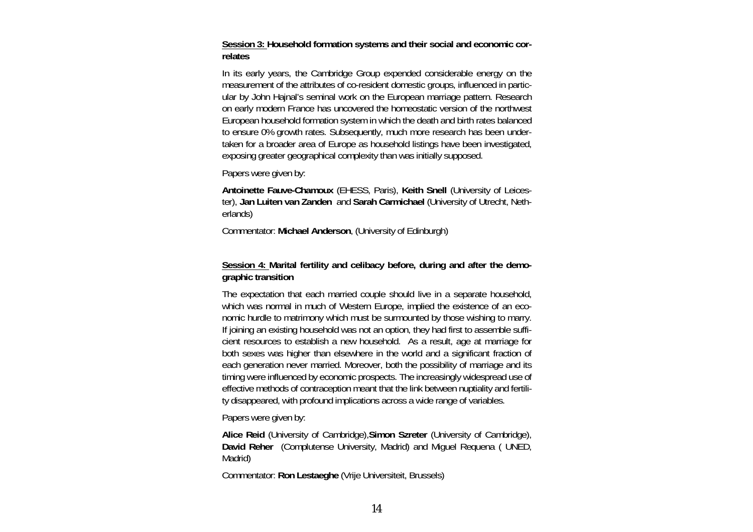**<u>Session 3:</u> Household formation systems and their social and economic correlates**

In its early years, the Cambridge Group expended considerable energy on the measurement of the attributes of co-resident domestic groups, influenced in particular by John Hajnal's seminal work on the European marriage pattern. Research on early modern France has uncovered the homeostatic version of the northwest European household formation system in which the death and birth rates balanced to ensure 0% growth rates. Subsequently, much more research has been undertaken for a broader area of Europe as household listings have been investigated, exposing greater geographical complexity than was initially supposed.

Papers were given by:

**Antoinette Fauve-Chamoux** (EHESS, Paris), **Keith Snell** (University of Leicester), **Jan Luiten van Zanden** and **Sarah Carmichael** (University of Utrecht, Netherlands)

Commentator: **Michael Anderson**, (University of Edinburgh)

**<u>Session 4:</u> Marital fertility and celibacy before, during and after the demographic transition**

The expectation that each married couple should live in a separate household, which was normal in much of Western Europe, implied the existence of an economic hurdle to matrimony which must be surmounted by those wishing to marry. If joining an existing household was not an option, they had first to assemble sufficient resources to establish a new household. As a result, age at marriage for both sexes was higher than elsewhere in the world and a significant fraction of each generation never married. Moreover, both the possibility of marriage and its timing were influenced by economic prospects. The increasingly widespread use of effective methods of contraception meant that the link between nuptiality and fertility disappeared, with profound implications across a wide range of variables.

Papers were given by:

**Alice Reid** (University of Cambridge),**Simon Szreter** (University of Cambridge), **David Reher** (Complutense University, Madrid) and Miguel Requena ( UNED, Madrid)

Commentator: **Ron Lestaeghe** (Vrije Universiteit, Brussels)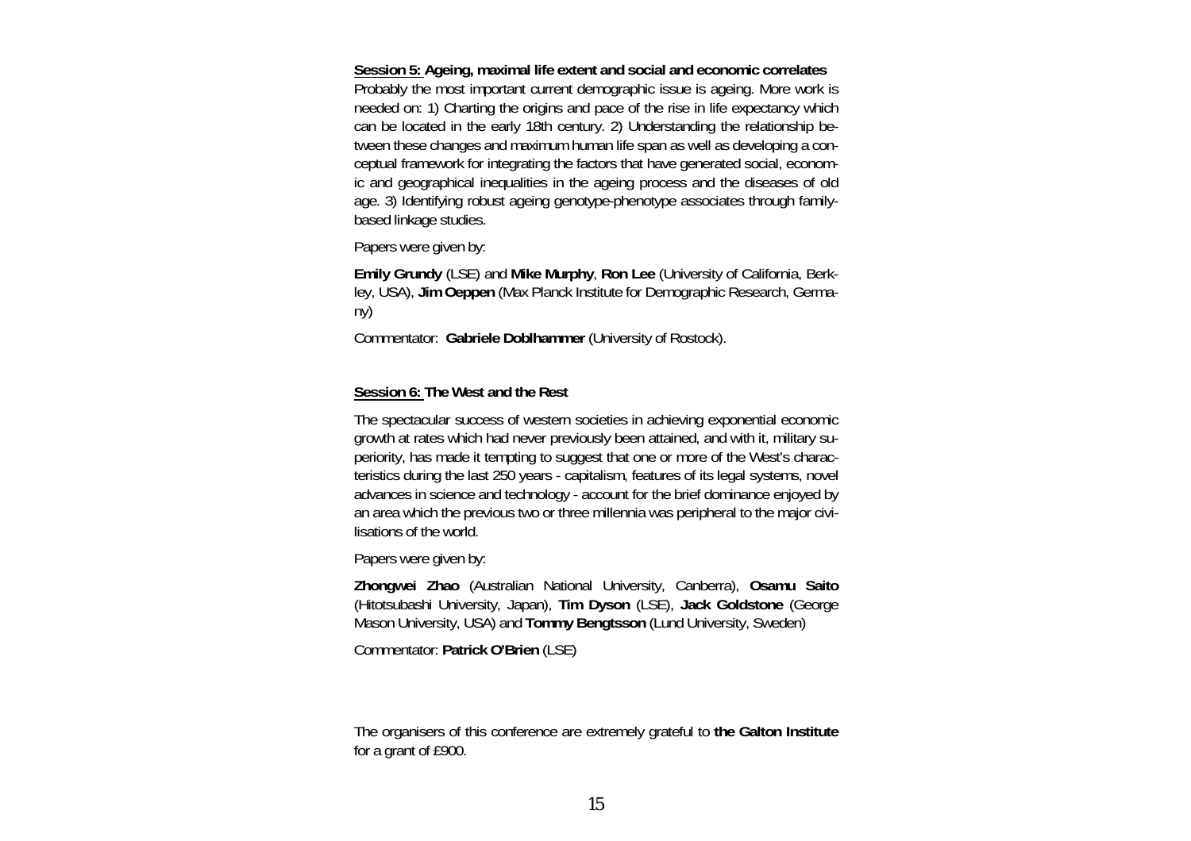**<u>Session 5:</u> Ageing, maximal life extent and social and economic correlates**

Probably the most important current demographic issue is ageing. More work is needed on: 1) Charting the origins and pace of the rise in life expectancy which can be located in the early 18th century. 2) Understanding the relationship between these changes and maximum human life span as well as developing a conceptual framework for integrating the factors that have generated social, economic and geographical inequalities in the ageing process and the diseases of old age. 3) Identifying robust ageing genotype-phenotype associates through family-based linkage studies.

Papers were given by:

**Emily Grundy** (LSE) and **Mike Murphy**, **Ron Lee** (University of California, Berkley, USA), **Jim Oeppen** (Max Planck Institute for Demographic Research, Germany)

Commentator: **Gabriele Doblhammer** (University of Rostock).

**<u>Session 6:</u> The West and the Rest**

The spectacular success of western societies in achieving exponential economic growth at rates which had never previously been attained, and with it, military superiority, has made it tempting to suggest that one or more of the West's characteristics during the last 250 years - capitalism, features of its legal systems, novel advances in science and technology - account for the brief dominance enjoyed by an area which the previous two or three millennia was peripheral to the major civilisations of the world.

Papers were given by:

**Zhongwei Zhao** (Australian National University, Canberra), **Osamu Saito** (Hitotsubashi University, Japan), **Tim Dyson** (LSE), **Jack Goldstone** (George Mason University, USA) and **Tommy Bengtsson** (Lund University, Sweden)

Commentator: **Patrick O'Brien** (LSE)

The organisers of this conference are extremely grateful to **the Galton Institute** for a grant of £900.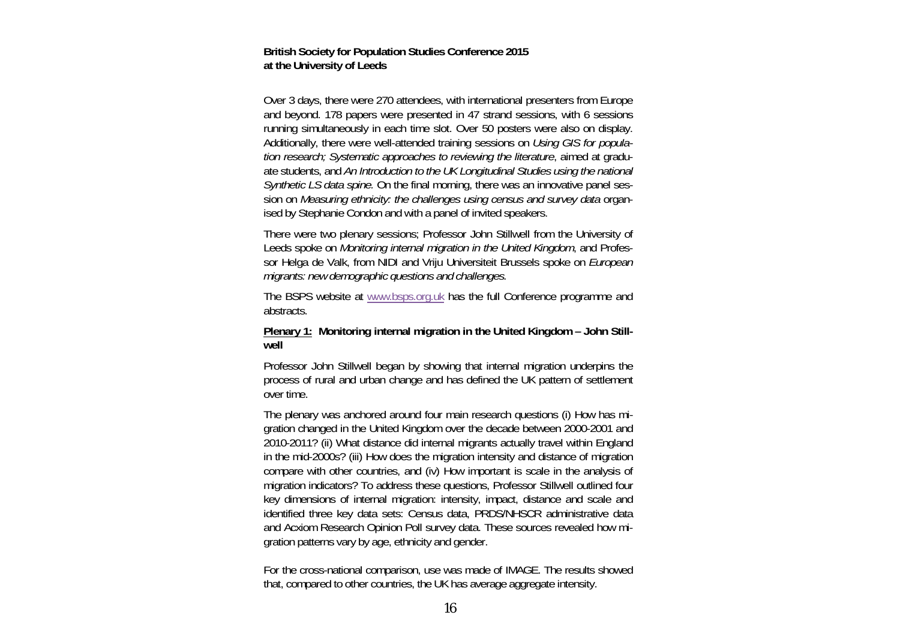**British Society for Population Studies Conference 2015 at the University of Leeds**

Over 3 days, there were 270 attendees, with international presenters from Europe and beyond. 178 papers were presented in 47 strand sessions, with 6 sessions running simultaneously in each time slot. Over 50 posters were also on display. Additionally, there were well-attended training sessions on *Using GIS for population research; Systematic approaches to reviewing the literature*, aimed at graduate students, and *An Introduction to the UK Longitudinal Studies using the national Synthetic LS data spine.* On the final morning, there was an innovative panel session on *Measuring ethnicity: the challenges using census and survey data* organised by Stephanie Condon and with a panel of invited speakers.

There were two plenary sessions; Professor John Stillwell from the University of Leeds spoke on *Monitoring internal migration in the United Kingdom*, and Professor Helga de Valk, from NIDI and Vriju Universiteit Brussels spoke on *European migrants: new demographic questions and challenges.*

The BSPS website at [www.bsps.org.uk](http://www.bsps.org.uk) has the full Conference programme and abstracts.

**<u>Plenary 1:</u> Monitoring internal migration in the United Kingdom – John Stillwell**

Professor John Stillwell began by showing that internal migration underpins the process of rural and urban change and has defined the UK pattern of settlement over time.

The plenary was anchored around four main research questions (i) How has migration changed in the United Kingdom over the decade between 2000-2001 and 2010-2011? (ii) What distance did internal migrants actually travel within England in the mid-2000s? (iii) How does the migration intensity and distance of migration compare with other countries, and (iv) How important is scale in the analysis of migration indicators? To address these questions, Professor Stillwell outlined four key dimensions of internal migration: intensity, impact, distance and scale and identified three key data sets: Census data, PRDS/NHSCR administrative data and Acxiom Research Opinion Poll survey data. These sources revealed how migration patterns vary by age, ethnicity and gender.

For the cross-national comparison, use was made of IMAGE. The results showed that, compared to other countries, the UK has average aggregate intensity.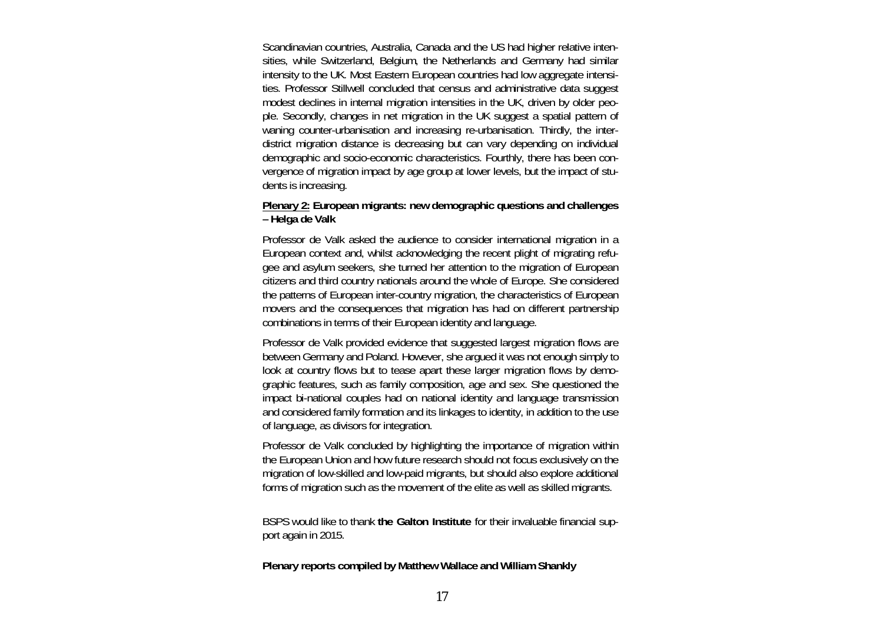Scandinavian countries, Australia, Canada and the US had higher relative intensities, while Switzerland, Belgium, the Netherlands and Germany had similar intensity to the UK. Most Eastern European countries had low aggregate intensities. Professor Stillwell concluded that census and administrative data suggest modest declines in internal migration intensities in the UK, driven by older people. Secondly, changes in net migration in the UK suggest a spatial pattern of waning counter-urbanisation and increasing re-urbanisation. Thirdly, the inter-district migration distance is decreasing but can vary depending on individual demographic and socio-economic characteristics. Fourthly, there has been convergence of migration impact by age group at lower levels, but the impact of students is increasing.

**Plenary 2: European migrants: new demographic questions and challenges – Helga de Valk**

Professor de Valk asked the audience to consider international migration in a European context and, whilst acknowledging the recent plight of migrating refugee and asylum seekers, she turned her attention to the migration of European citizens and third country nationals around the whole of Europe. She considered the patterns of European inter-country migration, the characteristics of European movers and the consequences that migration has had on different partnership combinations in terms of their European identity and language.

Professor de Valk provided evidence that suggested largest migration flows are between Germany and Poland. However, she argued it was not enough simply to look at country flows but to tease apart these larger migration flows by demographic features, such as family composition, age and sex. She questioned the impact bi-national couples had on national identity and language transmission and considered family formation and its linkages to identity, in addition to the use of language, as divisors for integration.

Professor de Valk concluded by highlighting the importance of migration within the European Union and how future research should not focus exclusively on the migration of low-skilled and low-paid migrants, but should also explore additional forms of migration such as the movement of the elite as well as skilled migrants.

BSPS would like to thank **the Galton Institute** for their invaluable financial support again in 2015.

**Plenary reports compiled by Matthew Wallace and William Shankly**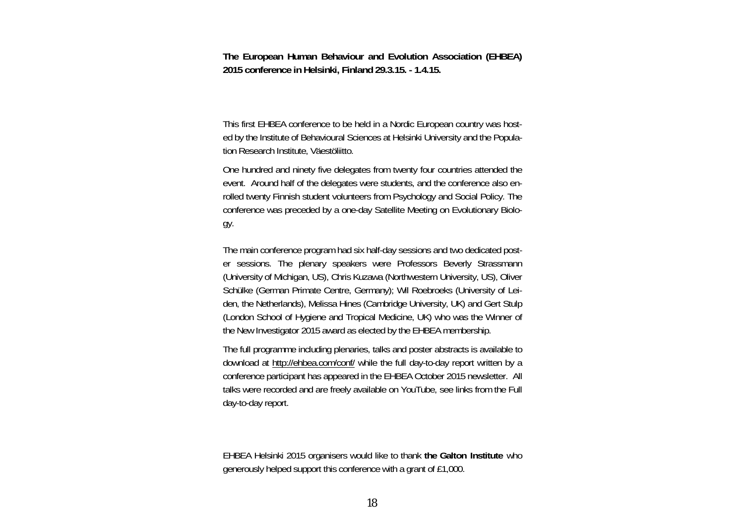**The European Human Behaviour and Evolution Association (EHBEA) 2015 conference in Helsinki, Finland 29.3.15. - 1.4.15.**

This first EHBEA conference to be held in a Nordic European country was hosted by the Institute of Behavioural Sciences at Helsinki University and the Population Research Institute, Väestöliitto.

One hundred and ninety five delegates from twenty four countries attended the event. Around half of the delegates were students, and the conference also enrolled twenty Finnish student volunteers from Psychology and Social Policy. The conference was preceded by a one-day Satellite Meeting on Evolutionary Biology.

The main conference program had six half-day sessions and two dedicated poster sessions. The plenary speakers were Professors Beverly Strassmann (University of Michigan, US), Chris Kuzawa (Northwestern University, US), Oliver Schülke (German Primate Centre, Germany); Wil Roebroeks (University of Leiden, the Netherlands), Melissa Hines (Cambridge University, UK) and Gert Stulp (London School of Hygiene and Tropical Medicine, UK) who was the Winner of the New Investigator 2015 award as elected by the EHBEA membership.

The full programme including plenaries, talks and poster abstracts is available to download at http://ehbea.com/conf/ while the full day-to-day report written by a conference participant has appeared in the EHBEA October 2015 newsletter. All talks were recorded and are freely available on YouTube, see links from the Full day-to-day report.

EHBEA Helsinki 2015 organisers would like to thank **the Galton Institute** who generously helped support this conference with a grant of £1,000.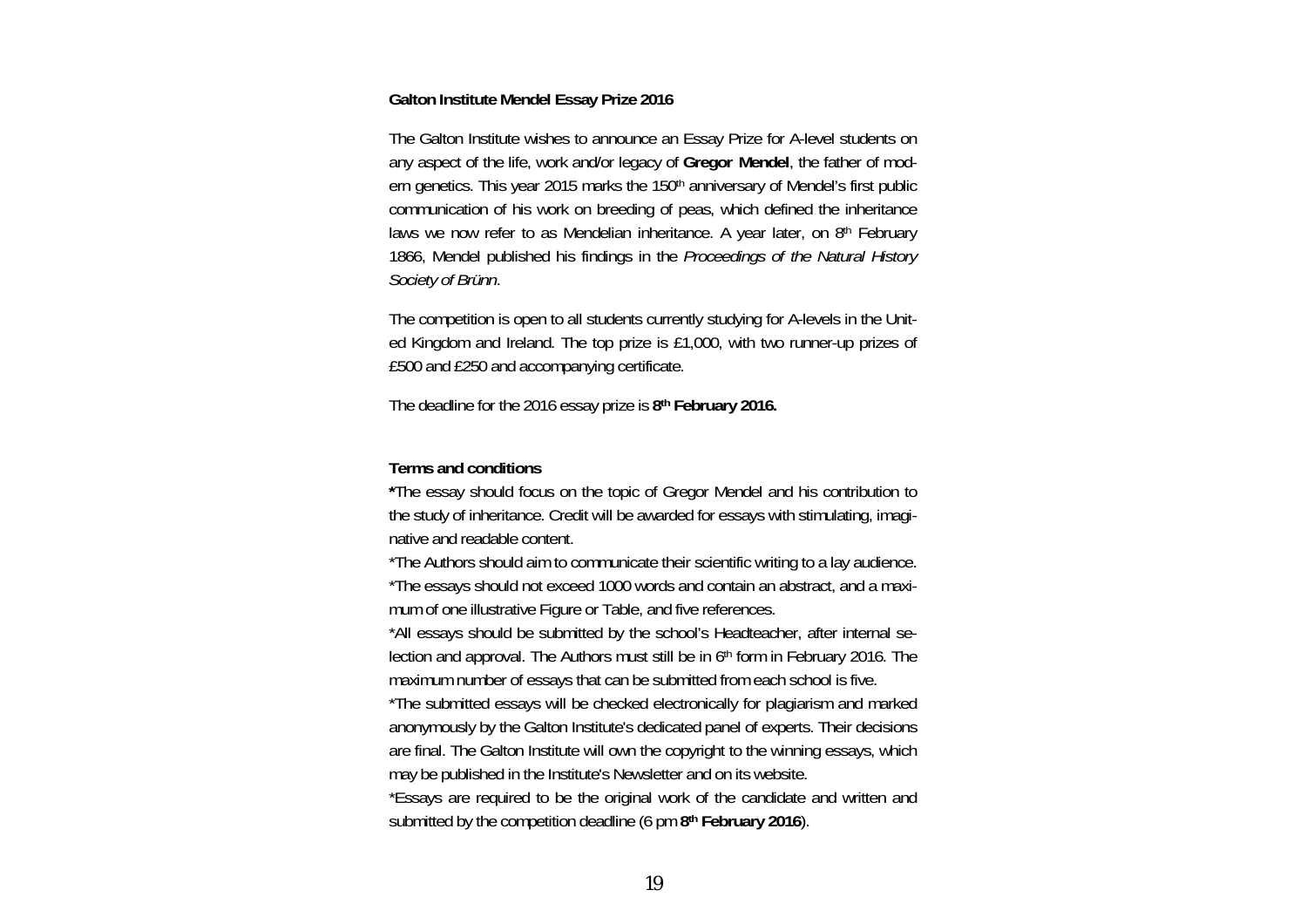**Galton Institute Mendel Essay Prize 2016**

The Galton Institute wishes to announce an Essay Prize for A-level students on any aspect of the life, work and/or legacy of **Gregor Mendel**, the father of modern genetics. This year 2015 marks the 150th anniversary of Mendel's first public communication of his work on breeding of peas, which defined the inheritance laws we now refer to as Mendelian inheritance. A year later, on 8th February 1866, Mendel published his findings in the *Proceedings of the Natural History Society of Brünn*.

The competition is open to all students currently studying for A-levels in the United Kingdom and Ireland. The top prize is £1,000, with two runner-up prizes of £500 and £250 and accompanying certificate.

The deadline for the 2016 essay prize is **8th February 2016.**

**Terms and conditions**

**\***The essay should focus on the topic of Gregor Mendel and his contribution to the study of inheritance. Credit will be awarded for essays with stimulating, imaginative and readable content.

*The Authors should aim to communicate their scientific writing to a lay audience.

*The essays should not exceed 1000 words and contain an abstract, and a maximum of one illustrative Figure or Table, and five references.

*All essays should be submitted by the school's Headteacher, after internal selection and approval. The Authors must still be in 6th form in February 2016. The maximum number of essays that can be submitted from each school is five.

*The submitted essays will be checked electronically for plagiarism and marked anonymously by the Galton Institute's dedicated panel of experts. Their decisions are final. The Galton Institute will own the copyright to the winning essays, which may be published in the Institute's Newsletter and on its website.

*Essays are required to be the original work of the candidate and written and submitted by the competition deadline (6 pm **8th February 2016**).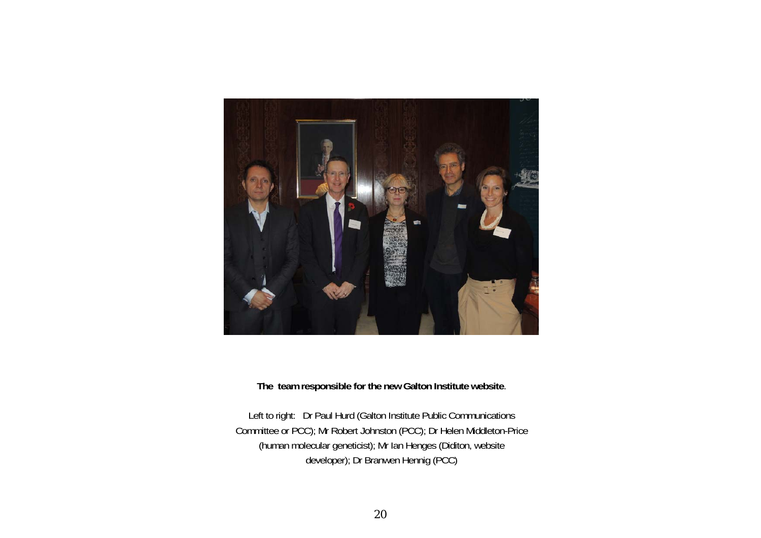**The team responsible for the new Galton Institute website**.

Left to right: Dr Paul Hurd (Galton Institute Public Communications Committee or PCC); Mr Robert Johnston (PCC); Dr Helen Middleton-Price (human molecular geneticist); Mr Ian Henges (Diditon, website developer); Dr Branwen Hennig (PCC)